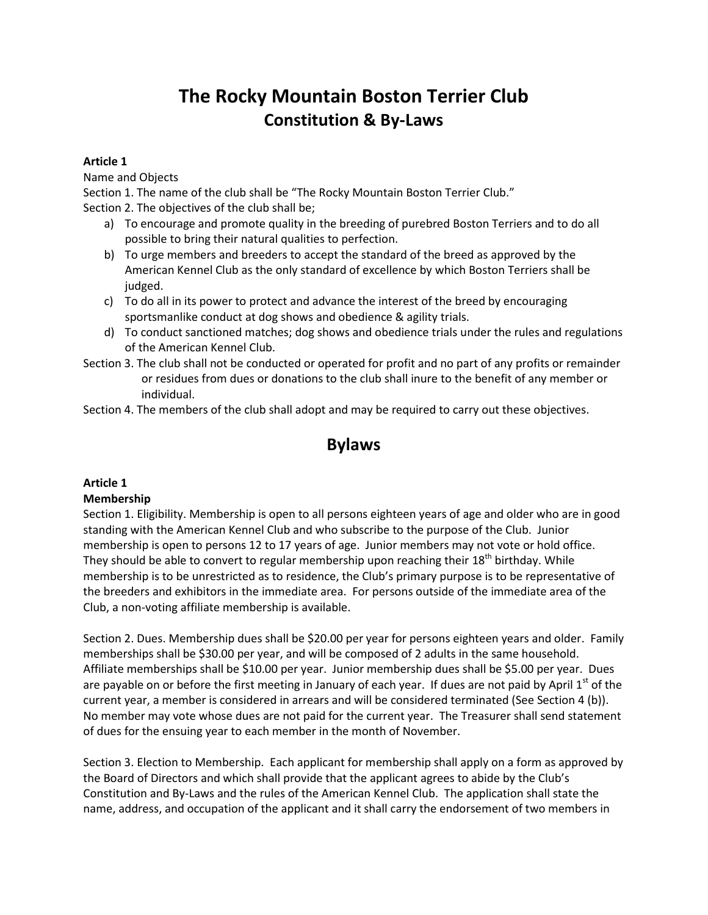# The Rocky Mountain Boston Terrier Club
## Constitution & By-Laws

**Article 1**

Name and Objects

Section 1. The name of the club shall be "The Rocky Mountain Boston Terrier Club."

Section 2. The objectives of the club shall be;

a) To encourage and promote quality in the breeding of purebred Boston Terriers and to do all possible to bring their natural qualities to perfection.
b) To urge members and breeders to accept the standard of the breed as approved by the American Kennel Club as the only standard of excellence by which Boston Terriers shall be judged.
c) To do all in its power to protect and advance the interest of the breed by encouraging sportsmanlike conduct at dog shows and obedience & agility trials.
d) To conduct sanctioned matches; dog shows and obedience trials under the rules and regulations of the American Kennel Club.

Section 3. The club shall not be conducted or operated for profit and no part of any profits or remainder or residues from dues or donations to the club shall inure to the benefit of any member or individual.

Section 4. The members of the club shall adopt and may be required to carry out these objectives.

## Bylaws

**Article 1**

**Membership**

Section 1. Eligibility. Membership is open to all persons eighteen years of age and older who are in good standing with the American Kennel Club and who subscribe to the purpose of the Club. Junior membership is open to persons 12 to 17 years of age. Junior members may not vote or hold office. They should be able to convert to regular membership upon reaching their 18th birthday. While membership is to be unrestricted as to residence, the Club's primary purpose is to be representative of the breeders and exhibitors in the immediate area. For persons outside of the immediate area of the Club, a non-voting affiliate membership is available.

Section 2. Dues. Membership dues shall be $20.00 per year for persons eighteen years and older. Family memberships shall be $30.00 per year, and will be composed of 2 adults in the same household. Affiliate memberships shall be $10.00 per year. Junior membership dues shall be $5.00 per year. Dues are payable on or before the first meeting in January of each year. If dues are not paid by April 1st of the current year, a member is considered in arrears and will be considered terminated (See Section 4 (b)). No member may vote whose dues are not paid for the current year. The Treasurer shall send statement of dues for the ensuing year to each member in the month of November.

Section 3. Election to Membership. Each applicant for membership shall apply on a form as approved by the Board of Directors and which shall provide that the applicant agrees to abide by the Club's Constitution and By-Laws and the rules of the American Kennel Club. The application shall state the name, address, and occupation of the applicant and it shall carry the endorsement of two members in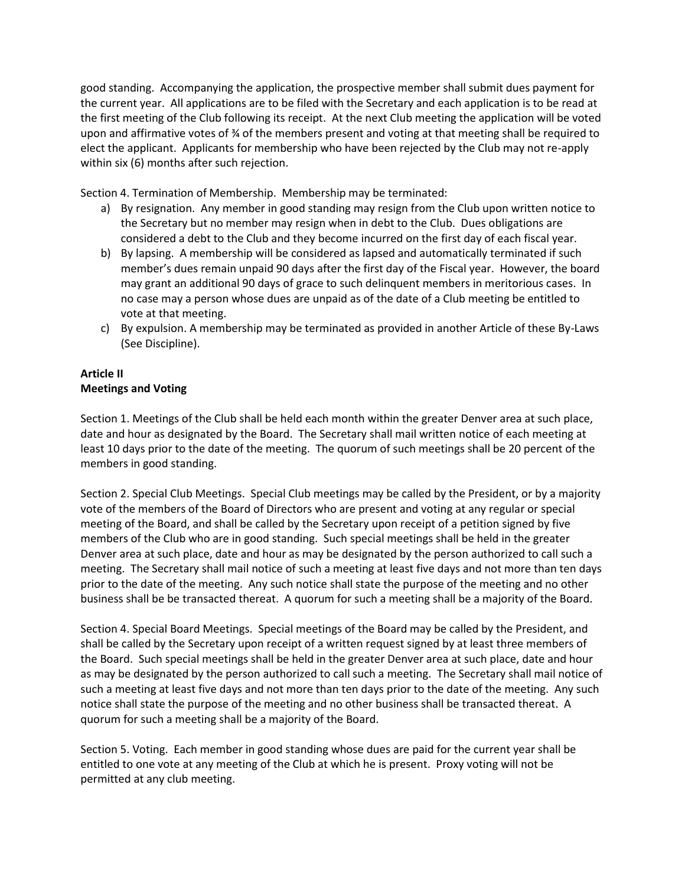good standing. Accompanying the application, the prospective member shall submit dues payment for the current year. All applications are to be filed with the Secretary and each application is to be read at the first meeting of the Club following its receipt. At the next Club meeting the application will be voted upon and affirmative votes of ¾ of the members present and voting at that meeting shall be required to elect the applicant. Applicants for membership who have been rejected by the Club may not re-apply within six (6) months after such rejection.

Section 4. Termination of Membership. Membership may be terminated:

a) By resignation. Any member in good standing may resign from the Club upon written notice to the Secretary but no member may resign when in debt to the Club. Dues obligations are considered a debt to the Club and they become incurred on the first day of each fiscal year.
b) By lapsing. A membership will be considered as lapsed and automatically terminated if such member's dues remain unpaid 90 days after the first day of the Fiscal year. However, the board may grant an additional 90 days of grace to such delinquent members in meritorious cases. In no case may a person whose dues are unpaid as of the date of a Club meeting be entitled to vote at that meeting.
c) By expulsion. A membership may be terminated as provided in another Article of these By-Laws (See Discipline).

**Article II**
**Meetings and Voting**

Section 1. Meetings of the Club shall be held each month within the greater Denver area at such place, date and hour as designated by the Board. The Secretary shall mail written notice of each meeting at least 10 days prior to the date of the meeting. The quorum of such meetings shall be 20 percent of the members in good standing.

Section 2. Special Club Meetings. Special Club meetings may be called by the President, or by a majority vote of the members of the Board of Directors who are present and voting at any regular or special meeting of the Board, and shall be called by the Secretary upon receipt of a petition signed by five members of the Club who are in good standing. Such special meetings shall be held in the greater Denver area at such place, date and hour as may be designated by the person authorized to call such a meeting. The Secretary shall mail notice of such a meeting at least five days and not more than ten days prior to the date of the meeting. Any such notice shall state the purpose of the meeting and no other business shall be be transacted thereat. A quorum for such a meeting shall be a majority of the Board.

Section 4. Special Board Meetings. Special meetings of the Board may be called by the President, and shall be called by the Secretary upon receipt of a written request signed by at least three members of the Board. Such special meetings shall be held in the greater Denver area at such place, date and hour as may be designated by the person authorized to call such a meeting. The Secretary shall mail notice of such a meeting at least five days and not more than ten days prior to the date of the meeting. Any such notice shall state the purpose of the meeting and no other business shall be transacted thereat. A quorum for such a meeting shall be a majority of the Board.

Section 5. Voting. Each member in good standing whose dues are paid for the current year shall be entitled to one vote at any meeting of the Club at which he is present. Proxy voting will not be permitted at any club meeting.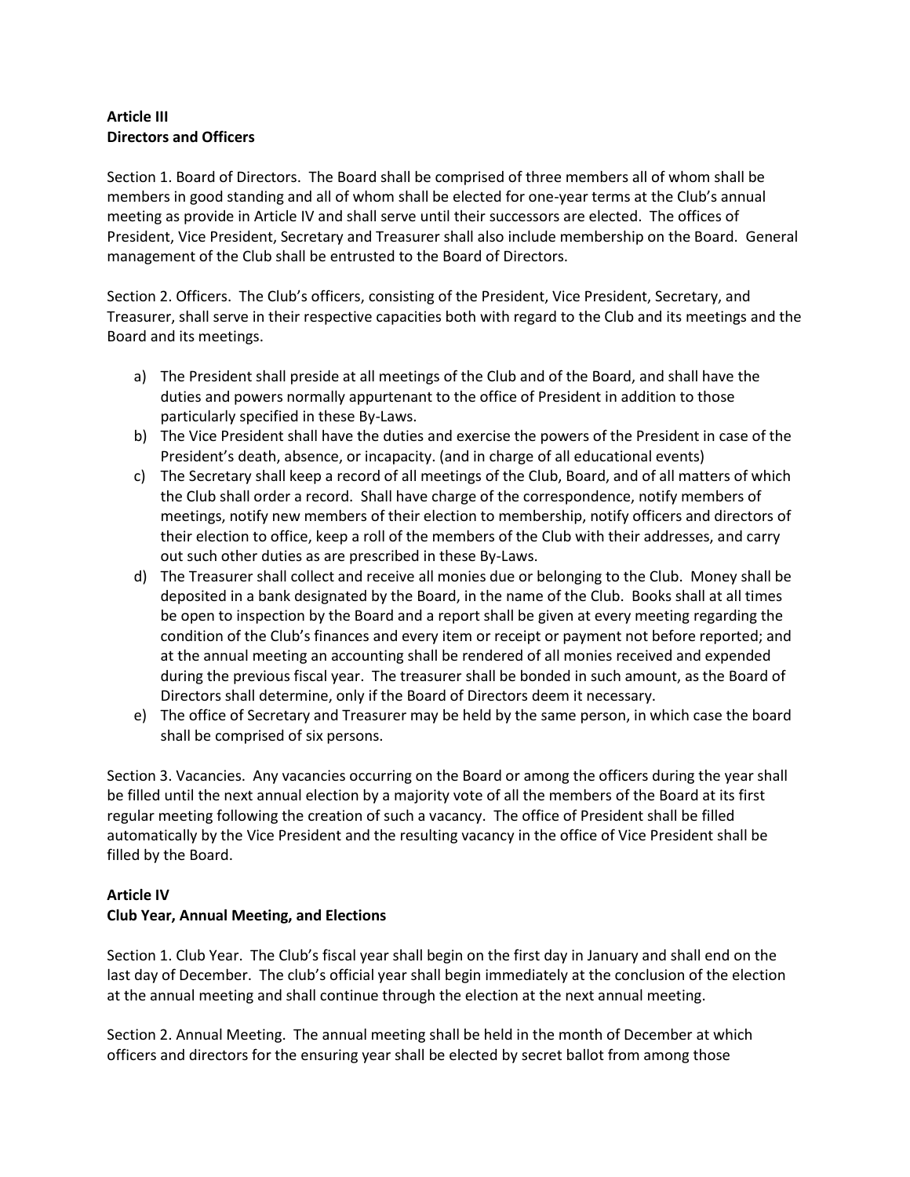**Article III**
**Directors and Officers**

Section 1. Board of Directors. The Board shall be comprised of three members all of whom shall be members in good standing and all of whom shall be elected for one-year terms at the Club's annual meeting as provide in Article IV and shall serve until their successors are elected. The offices of President, Vice President, Secretary and Treasurer shall also include membership on the Board. General management of the Club shall be entrusted to the Board of Directors.

Section 2. Officers. The Club's officers, consisting of the President, Vice President, Secretary, and Treasurer, shall serve in their respective capacities both with regard to the Club and its meetings and the Board and its meetings.

a) The President shall preside at all meetings of the Club and of the Board, and shall have the duties and powers normally appurtenant to the office of President in addition to those particularly specified in these By-Laws.
b) The Vice President shall have the duties and exercise the powers of the President in case of the President's death, absence, or incapacity. (and in charge of all educational events)
c) The Secretary shall keep a record of all meetings of the Club, Board, and of all matters of which the Club shall order a record. Shall have charge of the correspondence, notify members of meetings, notify new members of their election to membership, notify officers and directors of their election to office, keep a roll of the members of the Club with their addresses, and carry out such other duties as are prescribed in these By-Laws.
d) The Treasurer shall collect and receive all monies due or belonging to the Club. Money shall be deposited in a bank designated by the Board, in the name of the Club. Books shall at all times be open to inspection by the Board and a report shall be given at every meeting regarding the condition of the Club's finances and every item or receipt or payment not before reported; and at the annual meeting an accounting shall be rendered of all monies received and expended during the previous fiscal year. The treasurer shall be bonded in such amount, as the Board of Directors shall determine, only if the Board of Directors deem it necessary.
e) The office of Secretary and Treasurer may be held by the same person, in which case the board shall be comprised of six persons.

Section 3. Vacancies. Any vacancies occurring on the Board or among the officers during the year shall be filled until the next annual election by a majority vote of all the members of the Board at its first regular meeting following the creation of such a vacancy. The office of President shall be filled automatically by the Vice President and the resulting vacancy in the office of Vice President shall be filled by the Board.

**Article IV**
**Club Year, Annual Meeting, and Elections**

Section 1. Club Year. The Club's fiscal year shall begin on the first day in January and shall end on the last day of December. The club's official year shall begin immediately at the conclusion of the election at the annual meeting and shall continue through the election at the next annual meeting.

Section 2. Annual Meeting. The annual meeting shall be held in the month of December at which officers and directors for the ensuring year shall be elected by secret ballot from among those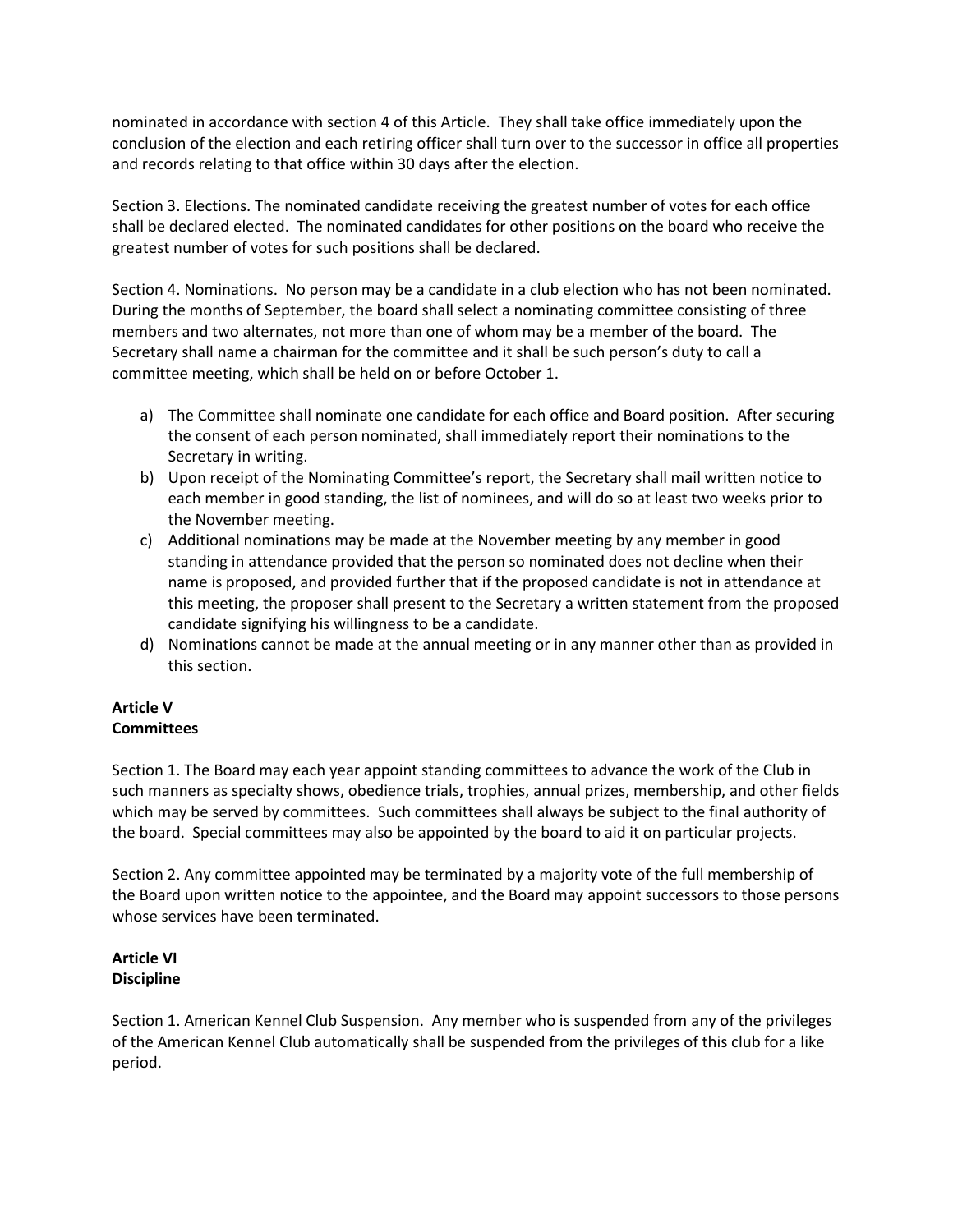nominated in accordance with section 4 of this Article. They shall take office immediately upon the conclusion of the election and each retiring officer shall turn over to the successor in office all properties and records relating to that office within 30 days after the election.

Section 3. Elections. The nominated candidate receiving the greatest number of votes for each office shall be declared elected. The nominated candidates for other positions on the board who receive the greatest number of votes for such positions shall be declared.

Section 4. Nominations. No person may be a candidate in a club election who has not been nominated. During the months of September, the board shall select a nominating committee consisting of three members and two alternates, not more than one of whom may be a member of the board. The Secretary shall name a chairman for the committee and it shall be such person's duty to call a committee meeting, which shall be held on or before October 1.

a) The Committee shall nominate one candidate for each office and Board position. After securing the consent of each person nominated, shall immediately report their nominations to the Secretary in writing.
b) Upon receipt of the Nominating Committee's report, the Secretary shall mail written notice to each member in good standing, the list of nominees, and will do so at least two weeks prior to the November meeting.
c) Additional nominations may be made at the November meeting by any member in good standing in attendance provided that the person so nominated does not decline when their name is proposed, and provided further that if the proposed candidate is not in attendance at this meeting, the proposer shall present to the Secretary a written statement from the proposed candidate signifying his willingness to be a candidate.
d) Nominations cannot be made at the annual meeting or in any manner other than as provided in this section.

**Article V**
**Committees**

Section 1. The Board may each year appoint standing committees to advance the work of the Club in such manners as specialty shows, obedience trials, trophies, annual prizes, membership, and other fields which may be served by committees. Such committees shall always be subject to the final authority of the board. Special committees may also be appointed by the board to aid it on particular projects.

Section 2. Any committee appointed may be terminated by a majority vote of the full membership of the Board upon written notice to the appointee, and the Board may appoint successors to those persons whose services have been terminated.

**Article VI**
**Discipline**

Section 1. American Kennel Club Suspension. Any member who is suspended from any of the privileges of the American Kennel Club automatically shall be suspended from the privileges of this club for a like period.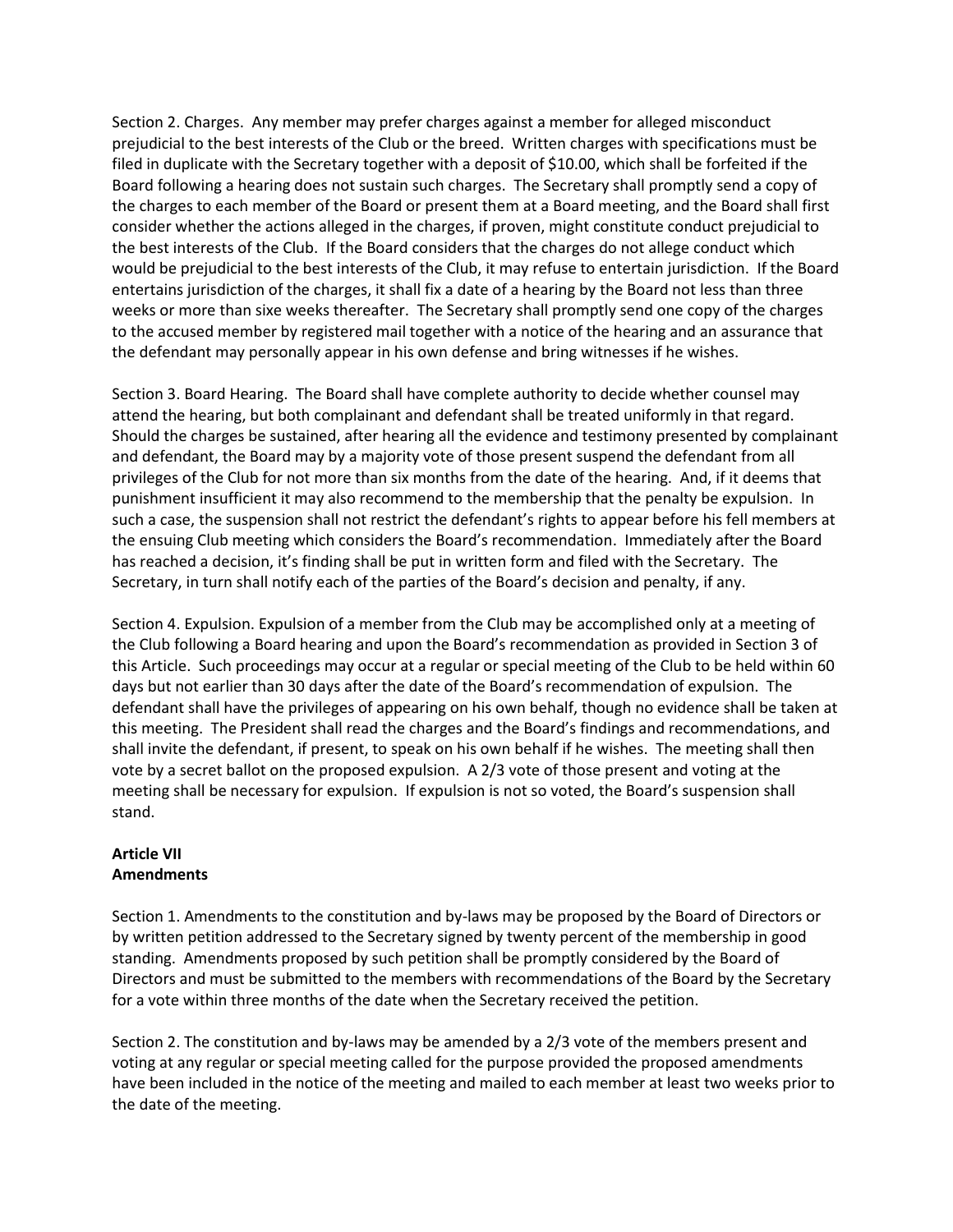Section 2. Charges. Any member may prefer charges against a member for alleged misconduct prejudicial to the best interests of the Club or the breed. Written charges with specifications must be filed in duplicate with the Secretary together with a deposit of $10.00, which shall be forfeited if the Board following a hearing does not sustain such charges. The Secretary shall promptly send a copy of the charges to each member of the Board or present them at a Board meeting, and the Board shall first consider whether the actions alleged in the charges, if proven, might constitute conduct prejudicial to the best interests of the Club. If the Board considers that the charges do not allege conduct which would be prejudicial to the best interests of the Club, it may refuse to entertain jurisdiction. If the Board entertains jurisdiction of the charges, it shall fix a date of a hearing by the Board not less than three weeks or more than sixe weeks thereafter. The Secretary shall promptly send one copy of the charges to the accused member by registered mail together with a notice of the hearing and an assurance that the defendant may personally appear in his own defense and bring witnesses if he wishes.

Section 3. Board Hearing. The Board shall have complete authority to decide whether counsel may attend the hearing, but both complainant and defendant shall be treated uniformly in that regard. Should the charges be sustained, after hearing all the evidence and testimony presented by complainant and defendant, the Board may by a majority vote of those present suspend the defendant from all privileges of the Club for not more than six months from the date of the hearing. And, if it deems that punishment insufficient it may also recommend to the membership that the penalty be expulsion. In such a case, the suspension shall not restrict the defendant's rights to appear before his fell members at the ensuing Club meeting which considers the Board's recommendation. Immediately after the Board has reached a decision, it's finding shall be put in written form and filed with the Secretary. The Secretary, in turn shall notify each of the parties of the Board's decision and penalty, if any.

Section 4. Expulsion. Expulsion of a member from the Club may be accomplished only at a meeting of the Club following a Board hearing and upon the Board's recommendation as provided in Section 3 of this Article. Such proceedings may occur at a regular or special meeting of the Club to be held within 60 days but not earlier than 30 days after the date of the Board's recommendation of expulsion. The defendant shall have the privileges of appearing on his own behalf, though no evidence shall be taken at this meeting. The President shall read the charges and the Board's findings and recommendations, and shall invite the defendant, if present, to speak on his own behalf if he wishes. The meeting shall then vote by a secret ballot on the proposed expulsion. A 2/3 vote of those present and voting at the meeting shall be necessary for expulsion. If expulsion is not so voted, the Board's suspension shall stand.

**Article VII**
**Amendments**

Section 1. Amendments to the constitution and by-laws may be proposed by the Board of Directors or by written petition addressed to the Secretary signed by twenty percent of the membership in good standing. Amendments proposed by such petition shall be promptly considered by the Board of Directors and must be submitted to the members with recommendations of the Board by the Secretary for a vote within three months of the date when the Secretary received the petition.

Section 2. The constitution and by-laws may be amended by a 2/3 vote of the members present and voting at any regular or special meeting called for the purpose provided the proposed amendments have been included in the notice of the meeting and mailed to each member at least two weeks prior to the date of the meeting.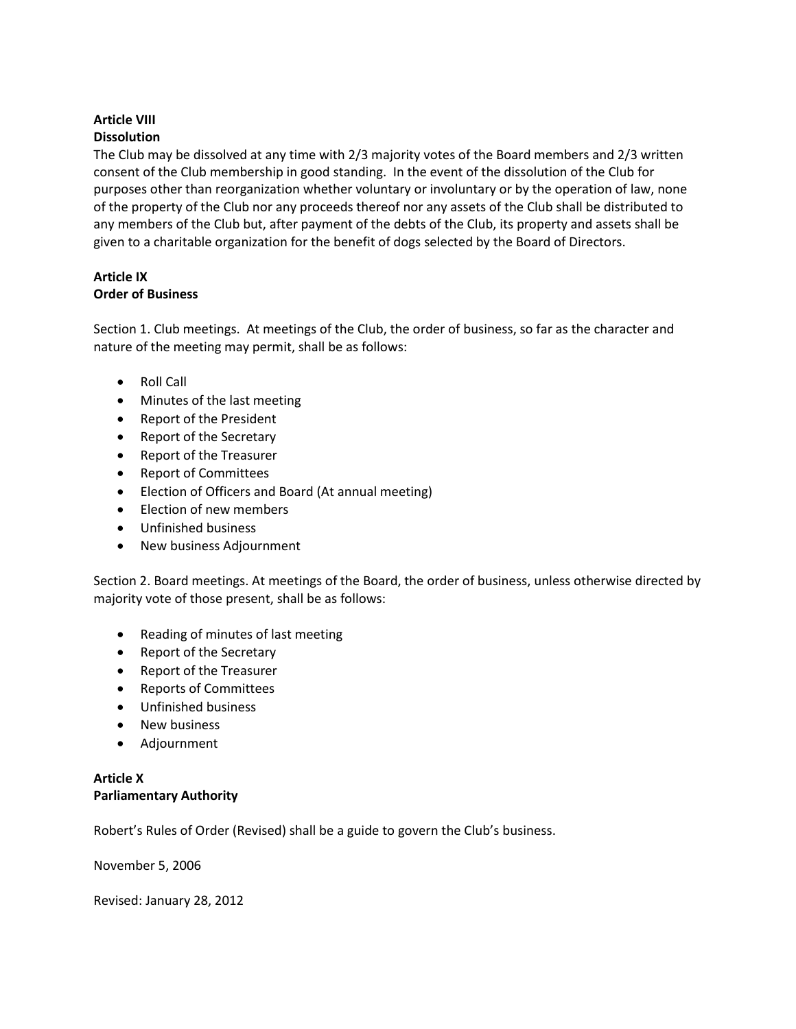**Article VIII**
**Dissolution**

The Club may be dissolved at any time with 2/3 majority votes of the Board members and 2/3 written consent of the Club membership in good standing. In the event of the dissolution of the Club for purposes other than reorganization whether voluntary or involuntary or by the operation of law, none of the property of the Club nor any proceeds thereof nor any assets of the Club shall be distributed to any members of the Club but, after payment of the debts of the Club, its property and assets shall be given to a charitable organization for the benefit of dogs selected by the Board of Directors.

**Article IX**
**Order of Business**

Section 1. Club meetings. At meetings of the Club, the order of business, so far as the character and nature of the meeting may permit, shall be as follows:

- Roll Call
- Minutes of the last meeting
- Report of the President
- Report of the Secretary
- Report of the Treasurer
- Report of Committees
- Election of Officers and Board (At annual meeting)
- Election of new members
- Unfinished business
- New business Adjournment

Section 2. Board meetings. At meetings of the Board, the order of business, unless otherwise directed by majority vote of those present, shall be as follows:

- Reading of minutes of last meeting
- Report of the Secretary
- Report of the Treasurer
- Reports of Committees
- Unfinished business
- New business
- Adjournment

**Article X**
**Parliamentary Authority**

Robert's Rules of Order (Revised) shall be a guide to govern the Club's business.

November 5, 2006

Revised: January 28, 2012